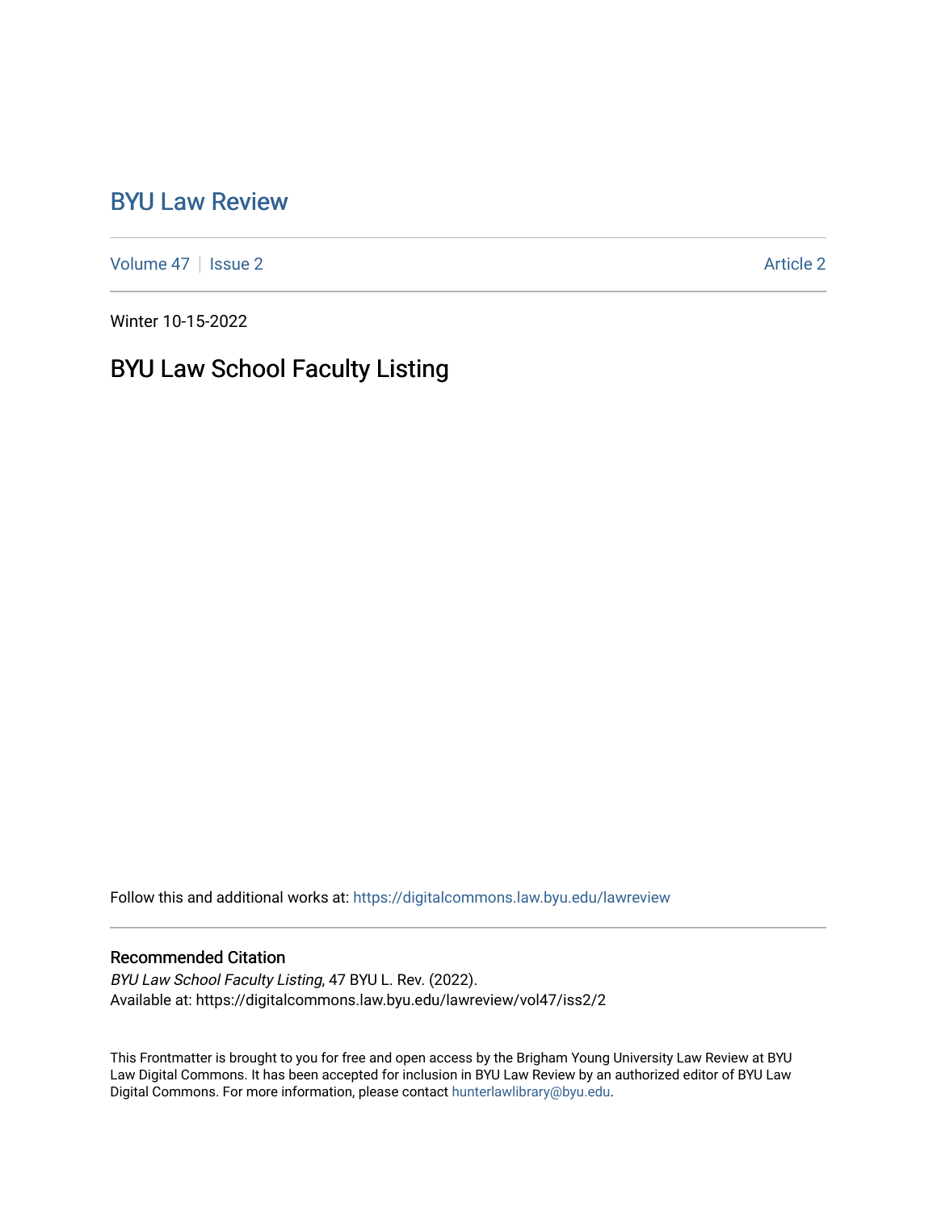# BYU Law Review

Volume 47 | Issue 2 Article 2

Winter 10-15-2022

## BYU Law School Faculty Listing

Follow this and additional works at: https://digitalcommons.law.byu.edu/lawreview

### Recommended Citation

*BYU Law School Faculty Listing*, 47 BYU L. Rev. (2022).
Available at: https://digitalcommons.law.byu.edu/lawreview/vol47/iss2/2

This Frontmatter is brought to you for free and open access by the Brigham Young University Law Review at BYU Law Digital Commons. It has been accepted for inclusion in BYU Law Review by an authorized editor of BYU Law Digital Commons. For more information, please contact hunterlawlibrary@byu.edu.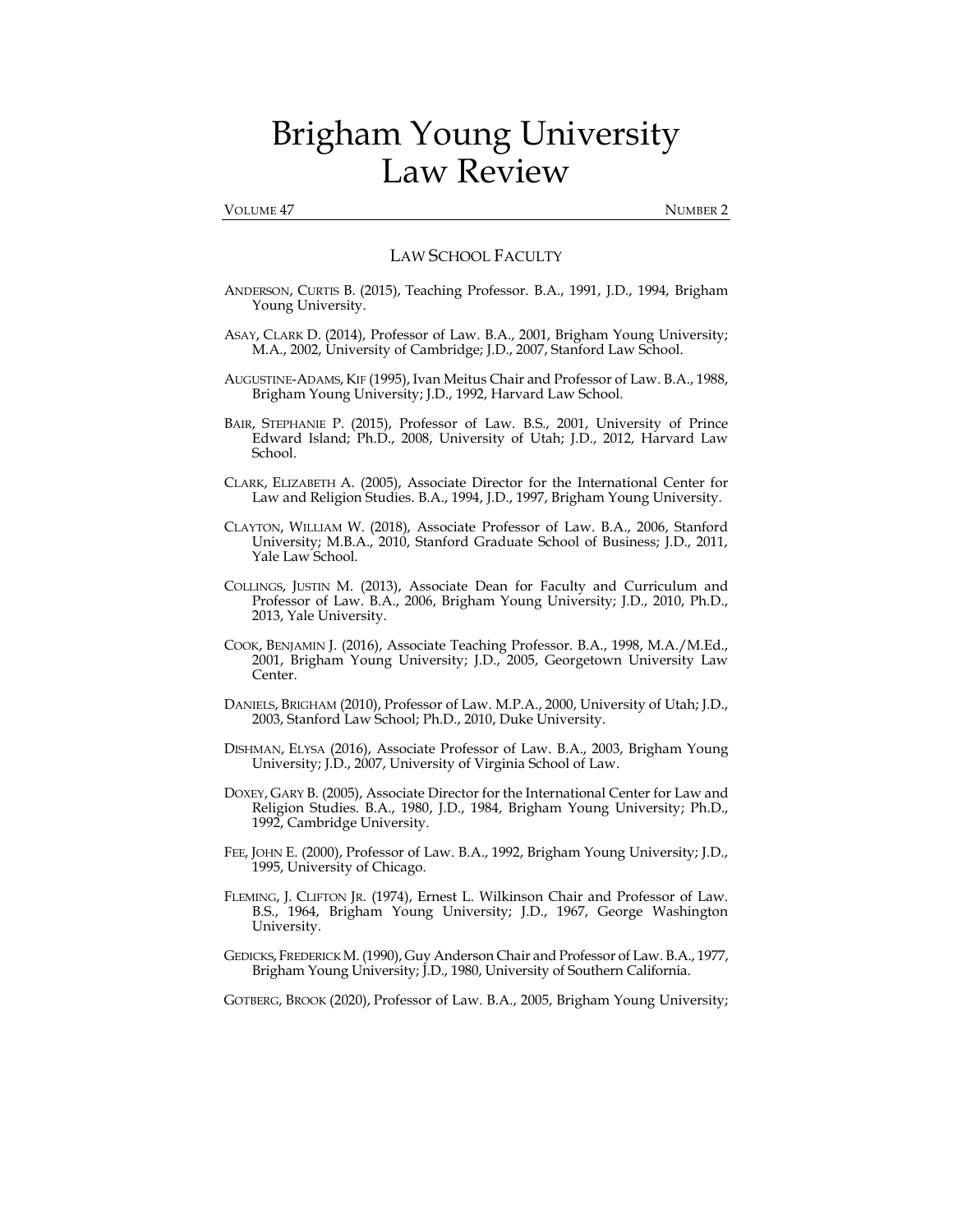# Brigham Young University Law Review

VOLUME 47 NUMBER 2

## LAW SCHOOL FACULTY

ANDERSON, CURTIS B. (2015), Teaching Professor. B.A., 1991, J.D., 1994, Brigham Young University.

ASAY, CLARK D. (2014), Professor of Law. B.A., 2001, Brigham Young University; M.A., 2002, University of Cambridge; J.D., 2007, Stanford Law School.

AUGUSTINE-ADAMS, KIF (1995), Ivan Meitus Chair and Professor of Law. B.A., 1988, Brigham Young University; J.D., 1992, Harvard Law School.

BAIR, STEPHANIE P. (2015), Professor of Law. B.S., 2001, University of Prince Edward Island; Ph.D., 2008, University of Utah; J.D., 2012, Harvard Law School.

CLARK, ELIZABETH A. (2005), Associate Director for the International Center for Law and Religion Studies. B.A., 1994, J.D., 1997, Brigham Young University.

CLAYTON, WILLIAM W. (2018), Associate Professor of Law. B.A., 2006, Stanford University; M.B.A., 2010, Stanford Graduate School of Business; J.D., 2011, Yale Law School.

COLLINGS, JUSTIN M. (2013), Associate Dean for Faculty and Curriculum and Professor of Law. B.A., 2006, Brigham Young University; J.D., 2010, Ph.D., 2013, Yale University.

COOK, BENJAMIN J. (2016), Associate Teaching Professor. B.A., 1998, M.A./M.Ed., 2001, Brigham Young University; J.D., 2005, Georgetown University Law Center.

DANIELS, BRIGHAM (2010), Professor of Law. M.P.A., 2000, University of Utah; J.D., 2003, Stanford Law School; Ph.D., 2010, Duke University.

DISHMAN, ELYSA (2016), Associate Professor of Law. B.A., 2003, Brigham Young University; J.D., 2007, University of Virginia School of Law.

DOXEY, GARY B. (2005), Associate Director for the International Center for Law and Religion Studies. B.A., 1980, J.D., 1984, Brigham Young University; Ph.D., 1992, Cambridge University.

FEE, JOHN E. (2000), Professor of Law. B.A., 1992, Brigham Young University; J.D., 1995, University of Chicago.

FLEMING, J. CLIFTON JR. (1974), Ernest L. Wilkinson Chair and Professor of Law. B.S., 1964, Brigham Young University; J.D., 1967, George Washington University.

GEDICKS, FREDERICK M. (1990), Guy Anderson Chair and Professor of Law. B.A., 1977, Brigham Young University; J.D., 1980, University of Southern California.

GOTBERG, BROOK (2020), Professor of Law. B.A., 2005, Brigham Young University;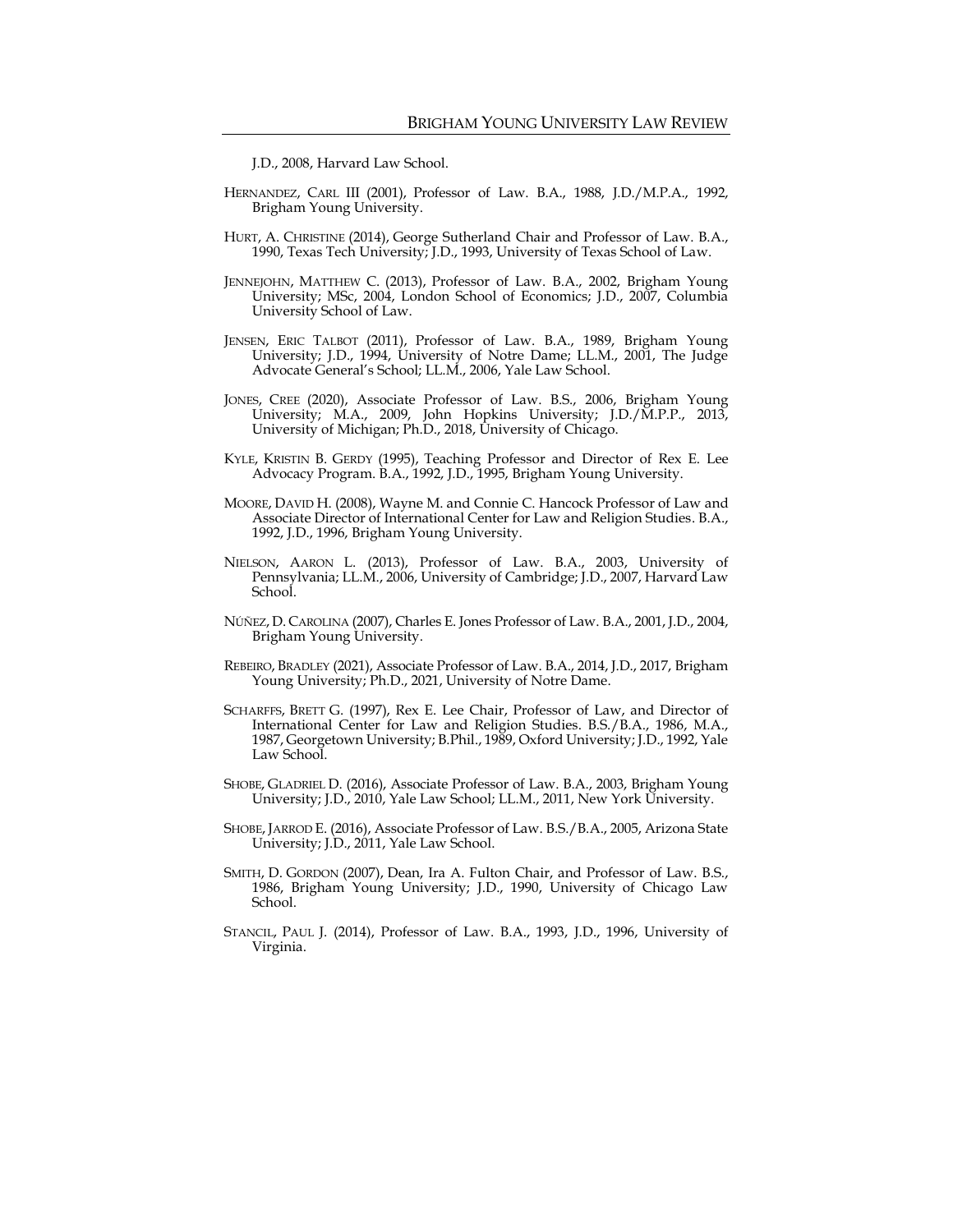J.D., 2008, Harvard Law School.

HERNANDEZ, CARL III (2001), Professor of Law. B.A., 1988, J.D./M.P.A., 1992, Brigham Young University.

HURT, A. CHRISTINE (2014), George Sutherland Chair and Professor of Law. B.A., 1990, Texas Tech University; J.D., 1993, University of Texas School of Law.

JENNEJOHN, MATTHEW C. (2013), Professor of Law. B.A., 2002, Brigham Young University; MSc, 2004, London School of Economics; J.D., 2007, Columbia University School of Law.

JENSEN, ERIC TALBOT (2011), Professor of Law. B.A., 1989, Brigham Young University; J.D., 1994, University of Notre Dame; LL.M., 2001, The Judge Advocate General's School; LL.M., 2006, Yale Law School.

JONES, CREE (2020), Associate Professor of Law. B.S., 2006, Brigham Young University; M.A., 2009, John Hopkins University; J.D./M.P.P., 2013, University of Michigan; Ph.D., 2018, University of Chicago.

KYLE, KRISTIN B. GERDY (1995), Teaching Professor and Director of Rex E. Lee Advocacy Program. B.A., 1992, J.D., 1995, Brigham Young University.

MOORE, DAVID H. (2008), Wayne M. and Connie C. Hancock Professor of Law and Associate Director of International Center for Law and Religion Studies. B.A., 1992, J.D., 1996, Brigham Young University.

NIELSON, AARON L. (2013), Professor of Law. B.A., 2003, University of Pennsylvania; LL.M., 2006, University of Cambridge; J.D., 2007, Harvard Law School.

NÚÑEZ, D. CAROLINA (2007), Charles E. Jones Professor of Law. B.A., 2001, J.D., 2004, Brigham Young University.

REBEIRO, BRADLEY (2021), Associate Professor of Law. B.A., 2014, J.D., 2017, Brigham Young University; Ph.D., 2021, University of Notre Dame.

SCHARFFS, BRETT G. (1997), Rex E. Lee Chair, Professor of Law, and Director of International Center for Law and Religion Studies. B.S./B.A., 1986, M.A., 1987, Georgetown University; B.Phil., 1989, Oxford University; J.D., 1992, Yale Law School.

SHOBE, GLADRIEL D. (2016), Associate Professor of Law. B.A., 2003, Brigham Young University; J.D., 2010, Yale Law School; LL.M., 2011, New York University.

SHOBE, JARROD E. (2016), Associate Professor of Law. B.S./B.A., 2005, Arizona State University; J.D., 2011, Yale Law School.

SMITH, D. GORDON (2007), Dean, Ira A. Fulton Chair, and Professor of Law. B.S., 1986, Brigham Young University; J.D., 1990, University of Chicago Law School.

STANCIL, PAUL J. (2014), Professor of Law. B.A., 1993, J.D., 1996, University of Virginia.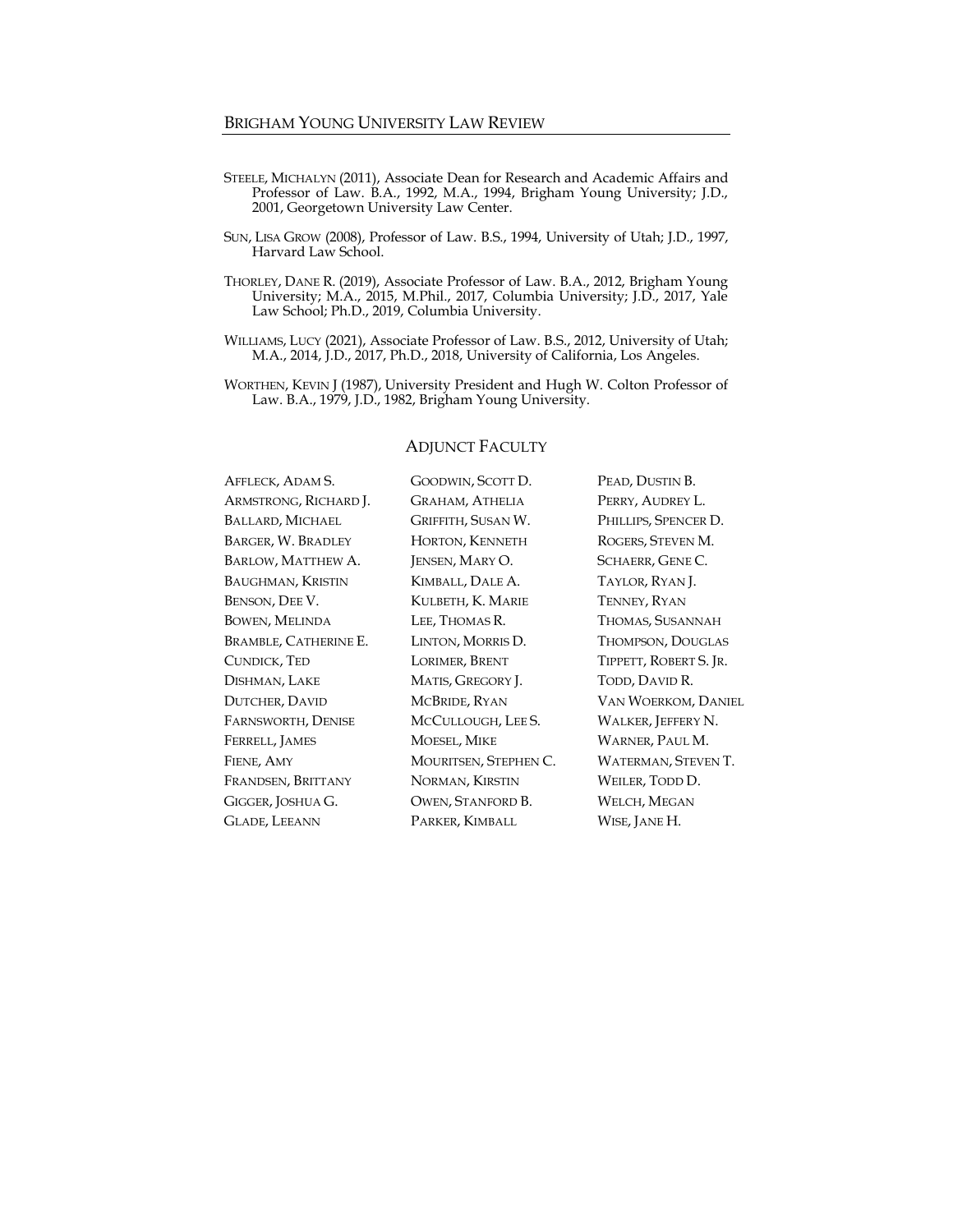STEELE, MICHALYN (2011), Associate Dean for Research and Academic Affairs and Professor of Law. B.A., 1992, M.A., 1994, Brigham Young University; J.D., 2001, Georgetown University Law Center.

SUN, LISA GROW (2008), Professor of Law. B.S., 1994, University of Utah; J.D., 1997, Harvard Law School.

THORLEY, DANE R. (2019), Associate Professor of Law. B.A., 2012, Brigham Young University; M.A., 2015, M.Phil., 2017, Columbia University; J.D., 2017, Yale Law School; Ph.D., 2019, Columbia University.

WILLIAMS, LUCY (2021), Associate Professor of Law. B.S., 2012, University of Utah; M.A., 2014, J.D., 2017, Ph.D., 2018, University of California, Los Angeles.

WORTHEN, KEVIN J (1987), University President and Hugh W. Colton Professor of Law. B.A., 1979, J.D., 1982, Brigham Young University.

## ADJUNCT FACULTY

AFFLECK, ADAM S.
ARMSTRONG, RICHARD J.
BALLARD, MICHAEL
BARGER, W. BRADLEY
BARLOW, MATTHEW A.
BAUGHMAN, KRISTIN
BENSON, DEE V.
BOWEN, MELINDA
BRAMBLE, CATHERINE E.
CUNDICK, TED
DISHMAN, LAKE
DUTCHER, DAVID
FARNSWORTH, DENISE
FERRELL, JAMES
FIENE, AMY
FRANDSEN, BRITTANY
GIGGER, JOSHUA G.
GLADE, LEEANN
GOODWIN, SCOTT D.
GRAHAM, ATHELIA
GRIFFITH, SUSAN W.
HORTON, KENNETH
JENSEN, MARY O.
KIMBALL, DALE A.
KULBETH, K. MARIE
LEE, THOMAS R.
LINTON, MORRIS D.
LORIMER, BRENT
MATIS, GREGORY J.
MCBRIDE, RYAN
MCCULLOUGH, LEE S.
MOESEL, MIKE
MOURITSEN, STEPHEN C.
NORMAN, KIRSTIN
OWEN, STANFORD B.
PARKER, KIMBALL
PEAD, DUSTIN B.
PERRY, AUDREY L.
PHILLIPS, SPENCER D.
ROGERS, STEVEN M.
SCHAERR, GENE C.
TAYLOR, RYAN J.
TENNEY, RYAN
THOMAS, SUSANNAH
THOMPSON, DOUGLAS
TIPPETT, ROBERT S. JR.
TODD, DAVID R.
VAN WOERKOM, DANIEL
WALKER, JEFFERY N.
WARNER, PAUL M.
WATERMAN, STEVEN T.
WEILER, TODD D.
WELCH, MEGAN
WISE, JANE H.